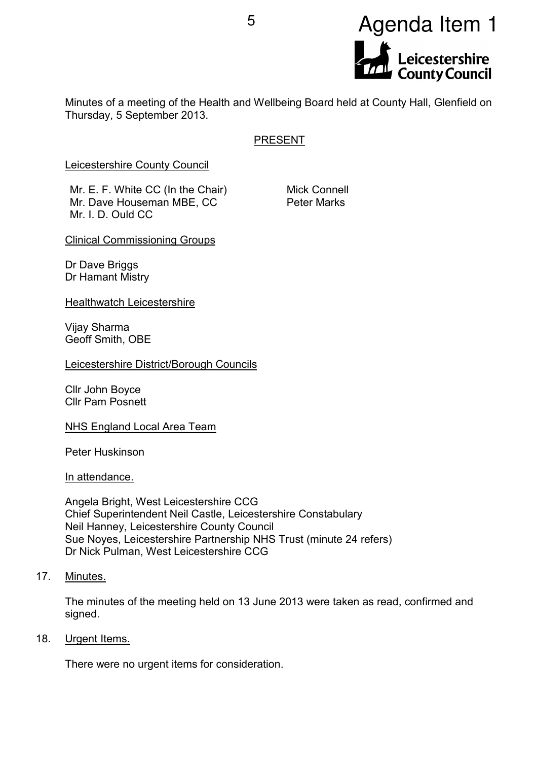Agenda Item 1

Minutes of a meeting of the Health and Wellbeing Board held at County Hall, Glenfield on Thursday, 5 September 2013.

PRESENT

Leicestershire County Council

Mr. E. F. White CC (In the Chair)
Mr. Dave Houseman MBE, CC
Mr. I. D. Ould CC
Mick Connell
Peter Marks

Clinical Commissioning Groups

Dr Dave Briggs
Dr Hamant Mistry

Healthwatch Leicestershire

Vijay Sharma
Geoff Smith, OBE

Leicestershire District/Borough Councils

Cllr John Boyce
Cllr Pam Posnett

NHS England Local Area Team

Peter Huskinson

In attendance.

Angela Bright, West Leicestershire CCG
Chief Superintendent Neil Castle, Leicestershire Constabulary
Neil Hanney, Leicestershire County Council
Sue Noyes, Leicestershire Partnership NHS Trust (minute 24 refers)
Dr Nick Pulman, West Leicestershire CCG

17. Minutes.

The minutes of the meeting held on 13 June 2013 were taken as read, confirmed and signed.

18. Urgent Items.

There were no urgent items for consideration.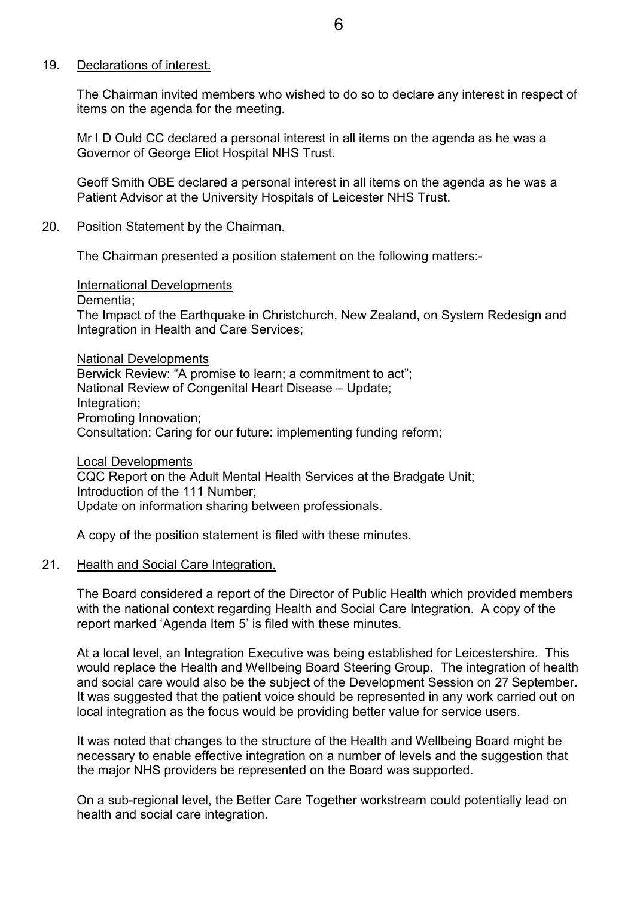19. Declarations of interest.

The Chairman invited members who wished to do so to declare any interest in respect of items on the agenda for the meeting.

Mr I D Ould CC declared a personal interest in all items on the agenda as he was a Governor of George Eliot Hospital NHS Trust.

Geoff Smith OBE declared a personal interest in all items on the agenda as he was a Patient Advisor at the University Hospitals of Leicester NHS Trust.

20. Position Statement by the Chairman.

The Chairman presented a position statement on the following matters:-

International Developments
Dementia;
The Impact of the Earthquake in Christchurch, New Zealand, on System Redesign and Integration in Health and Care Services;

National Developments
Berwick Review: "A promise to learn; a commitment to act";
National Review of Congenital Heart Disease – Update;
Integration;
Promoting Innovation;
Consultation: Caring for our future: implementing funding reform;

Local Developments
CQC Report on the Adult Mental Health Services at the Bradgate Unit;
Introduction of the 111 Number;
Update on information sharing between professionals.

A copy of the position statement is filed with these minutes.

21. Health and Social Care Integration.

The Board considered a report of the Director of Public Health which provided members with the national context regarding Health and Social Care Integration. A copy of the report marked 'Agenda Item 5' is filed with these minutes.

At a local level, an Integration Executive was being established for Leicestershire. This would replace the Health and Wellbeing Board Steering Group. The integration of health and social care would also be the subject of the Development Session on 27 September. It was suggested that the patient voice should be represented in any work carried out on local integration as the focus would be providing better value for service users.

It was noted that changes to the structure of the Health and Wellbeing Board might be necessary to enable effective integration on a number of levels and the suggestion that the major NHS providers be represented on the Board was supported.

On a sub-regional level, the Better Care Together workstream could potentially lead on health and social care integration.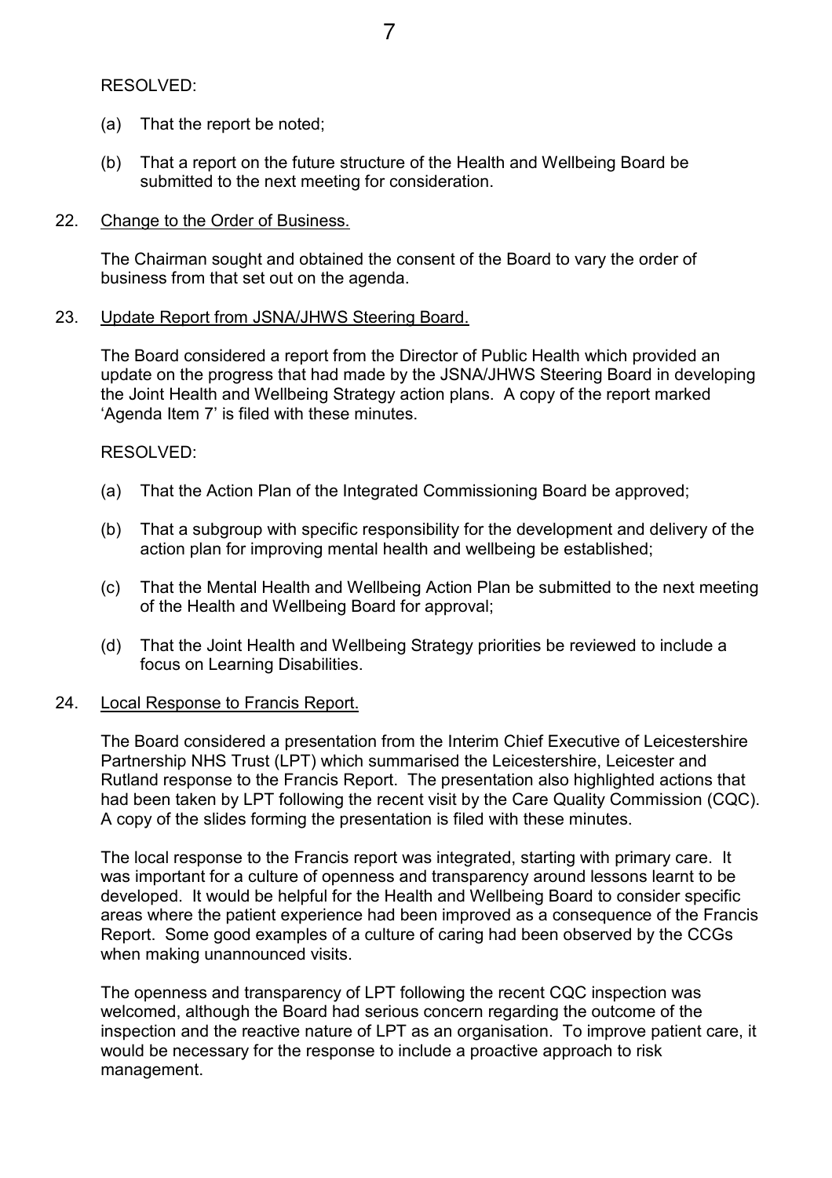RESOLVED:

(a) That the report be noted;

(b) That a report on the future structure of the Health and Wellbeing Board be submitted to the next meeting for consideration.

22. Change to the Order of Business.

The Chairman sought and obtained the consent of the Board to vary the order of business from that set out on the agenda.

23. Update Report from JSNA/JHWS Steering Board.

The Board considered a report from the Director of Public Health which provided an update on the progress that had made by the JSNA/JHWS Steering Board in developing the Joint Health and Wellbeing Strategy action plans. A copy of the report marked 'Agenda Item 7' is filed with these minutes.

RESOLVED:

(a) That the Action Plan of the Integrated Commissioning Board be approved;

(b) That a subgroup with specific responsibility for the development and delivery of the action plan for improving mental health and wellbeing be established;

(c) That the Mental Health and Wellbeing Action Plan be submitted to the next meeting of the Health and Wellbeing Board for approval;

(d) That the Joint Health and Wellbeing Strategy priorities be reviewed to include a focus on Learning Disabilities.

24. Local Response to Francis Report.

The Board considered a presentation from the Interim Chief Executive of Leicestershire Partnership NHS Trust (LPT) which summarised the Leicestershire, Leicester and Rutland response to the Francis Report. The presentation also highlighted actions that had been taken by LPT following the recent visit by the Care Quality Commission (CQC). A copy of the slides forming the presentation is filed with these minutes.

The local response to the Francis report was integrated, starting with primary care. It was important for a culture of openness and transparency around lessons learnt to be developed. It would be helpful for the Health and Wellbeing Board to consider specific areas where the patient experience had been improved as a consequence of the Francis Report. Some good examples of a culture of caring had been observed by the CCGs when making unannounced visits.

The openness and transparency of LPT following the recent CQC inspection was welcomed, although the Board had serious concern regarding the outcome of the inspection and the reactive nature of LPT as an organisation. To improve patient care, it would be necessary for the response to include a proactive approach to risk management.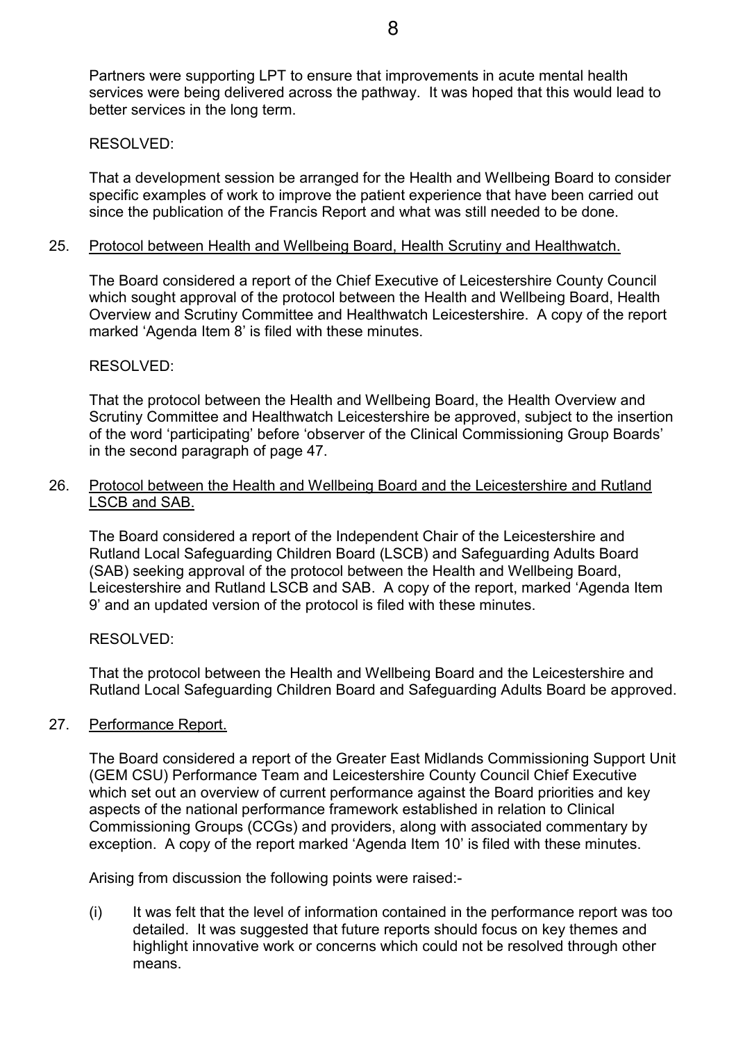Partners were supporting LPT to ensure that improvements in acute mental health services were being delivered across the pathway. It was hoped that this would lead to better services in the long term.

RESOLVED:

That a development session be arranged for the Health and Wellbeing Board to consider specific examples of work to improve the patient experience that have been carried out since the publication of the Francis Report and what was still needed to be done.

25. Protocol between Health and Wellbeing Board, Health Scrutiny and Healthwatch.

The Board considered a report of the Chief Executive of Leicestershire County Council which sought approval of the protocol between the Health and Wellbeing Board, Health Overview and Scrutiny Committee and Healthwatch Leicestershire. A copy of the report marked 'Agenda Item 8' is filed with these minutes.

RESOLVED:

That the protocol between the Health and Wellbeing Board, the Health Overview and Scrutiny Committee and Healthwatch Leicestershire be approved, subject to the insertion of the word 'participating' before 'observer of the Clinical Commissioning Group Boards' in the second paragraph of page 47.

26. Protocol between the Health and Wellbeing Board and the Leicestershire and Rutland LSCB and SAB.

The Board considered a report of the Independent Chair of the Leicestershire and Rutland Local Safeguarding Children Board (LSCB) and Safeguarding Adults Board (SAB) seeking approval of the protocol between the Health and Wellbeing Board, Leicestershire and Rutland LSCB and SAB. A copy of the report, marked 'Agenda Item 9' and an updated version of the protocol is filed with these minutes.

RESOLVED:

That the protocol between the Health and Wellbeing Board and the Leicestershire and Rutland Local Safeguarding Children Board and Safeguarding Adults Board be approved.

27. Performance Report.

The Board considered a report of the Greater East Midlands Commissioning Support Unit (GEM CSU) Performance Team and Leicestershire County Council Chief Executive which set out an overview of current performance against the Board priorities and key aspects of the national performance framework established in relation to Clinical Commissioning Groups (CCGs) and providers, along with associated commentary by exception. A copy of the report marked 'Agenda Item 10' is filed with these minutes.

Arising from discussion the following points were raised:-

(i) It was felt that the level of information contained in the performance report was too detailed. It was suggested that future reports should focus on key themes and highlight innovative work or concerns which could not be resolved through other means.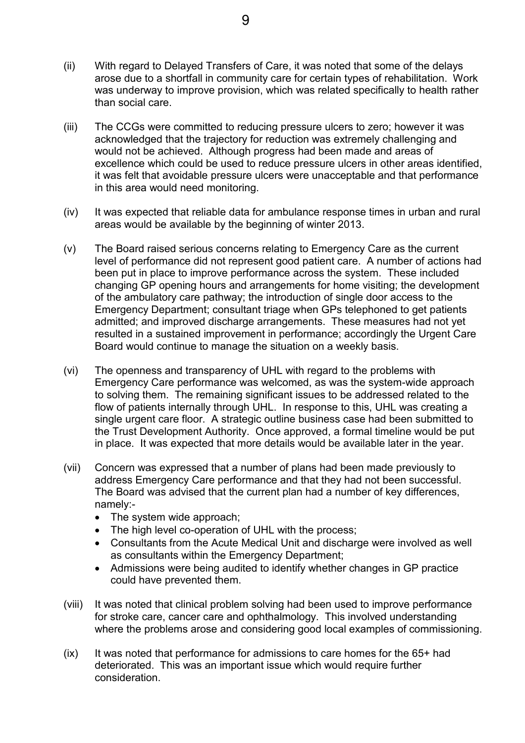(ii) With regard to Delayed Transfers of Care, it was noted that some of the delays arose due to a shortfall in community care for certain types of rehabilitation. Work was underway to improve provision, which was related specifically to health rather than social care.

(iii) The CCGs were committed to reducing pressure ulcers to zero; however it was acknowledged that the trajectory for reduction was extremely challenging and would not be achieved. Although progress had been made and areas of excellence which could be used to reduce pressure ulcers in other areas identified, it was felt that avoidable pressure ulcers were unacceptable and that performance in this area would need monitoring.

(iv) It was expected that reliable data for ambulance response times in urban and rural areas would be available by the beginning of winter 2013.

(v) The Board raised serious concerns relating to Emergency Care as the current level of performance did not represent good patient care. A number of actions had been put in place to improve performance across the system. These included changing GP opening hours and arrangements for home visiting; the development of the ambulatory care pathway; the introduction of single door access to the Emergency Department; consultant triage when GPs telephoned to get patients admitted; and improved discharge arrangements. These measures had not yet resulted in a sustained improvement in performance; accordingly the Urgent Care Board would continue to manage the situation on a weekly basis.

(vi) The openness and transparency of UHL with regard to the problems with Emergency Care performance was welcomed, as was the system-wide approach to solving them. The remaining significant issues to be addressed related to the flow of patients internally through UHL. In response to this, UHL was creating a single urgent care floor. A strategic outline business case had been submitted to the Trust Development Authority. Once approved, a formal timeline would be put in place. It was expected that more details would be available later in the year.

(vii) Concern was expressed that a number of plans had been made previously to address Emergency Care performance and that they had not been successful. The Board was advised that the current plan had a number of key differences, namely:-
- The system wide approach;
- The high level co-operation of UHL with the process;
- Consultants from the Acute Medical Unit and discharge were involved as well as consultants within the Emergency Department;
- Admissions were being audited to identify whether changes in GP practice could have prevented them.

(viii) It was noted that clinical problem solving had been used to improve performance for stroke care, cancer care and ophthalmology. This involved understanding where the problems arose and considering good local examples of commissioning.

(ix) It was noted that performance for admissions to care homes for the 65+ had deteriorated. This was an important issue which would require further consideration.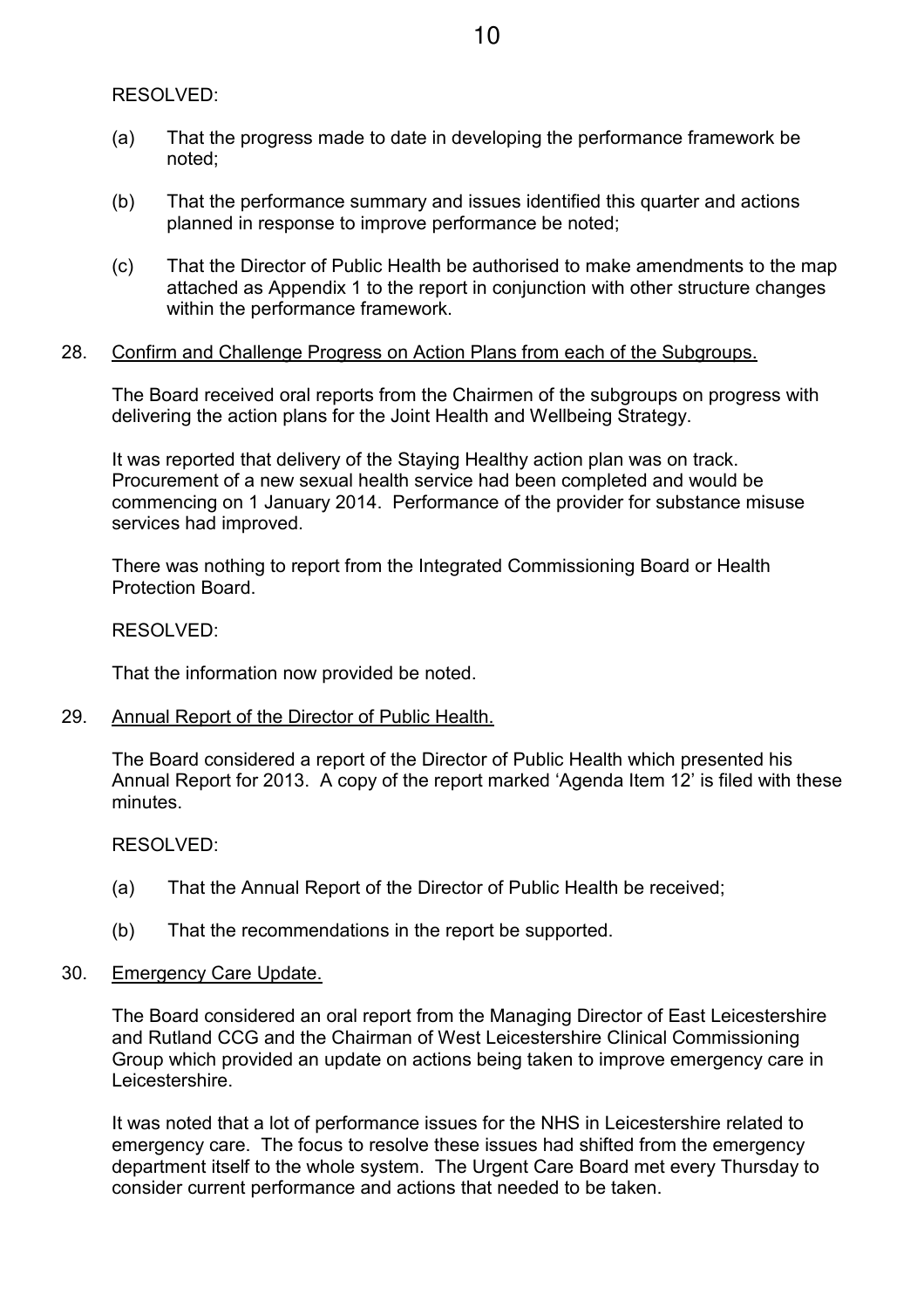RESOLVED:

(a) That the progress made to date in developing the performance framework be noted;

(b) That the performance summary and issues identified this quarter and actions planned in response to improve performance be noted;

(c) That the Director of Public Health be authorised to make amendments to the map attached as Appendix 1 to the report in conjunction with other structure changes within the performance framework.

28. <u>Confirm and Challenge Progress on Action Plans from each of the Subgroups.</u>

The Board received oral reports from the Chairmen of the subgroups on progress with delivering the action plans for the Joint Health and Wellbeing Strategy.

It was reported that delivery of the Staying Healthy action plan was on track. Procurement of a new sexual health service had been completed and would be commencing on 1 January 2014. Performance of the provider for substance misuse services had improved.

There was nothing to report from the Integrated Commissioning Board or Health Protection Board.

RESOLVED:

That the information now provided be noted.

29. <u>Annual Report of the Director of Public Health.</u>

The Board considered a report of the Director of Public Health which presented his Annual Report for 2013. A copy of the report marked 'Agenda Item 12' is filed with these minutes.

RESOLVED:

(a) That the Annual Report of the Director of Public Health be received;

(b) That the recommendations in the report be supported.

30. <u>Emergency Care Update.</u>

The Board considered an oral report from the Managing Director of East Leicestershire and Rutland CCG and the Chairman of West Leicestershire Clinical Commissioning Group which provided an update on actions being taken to improve emergency care in Leicestershire.

It was noted that a lot of performance issues for the NHS in Leicestershire related to emergency care. The focus to resolve these issues had shifted from the emergency department itself to the whole system. The Urgent Care Board met every Thursday to consider current performance and actions that needed to be taken.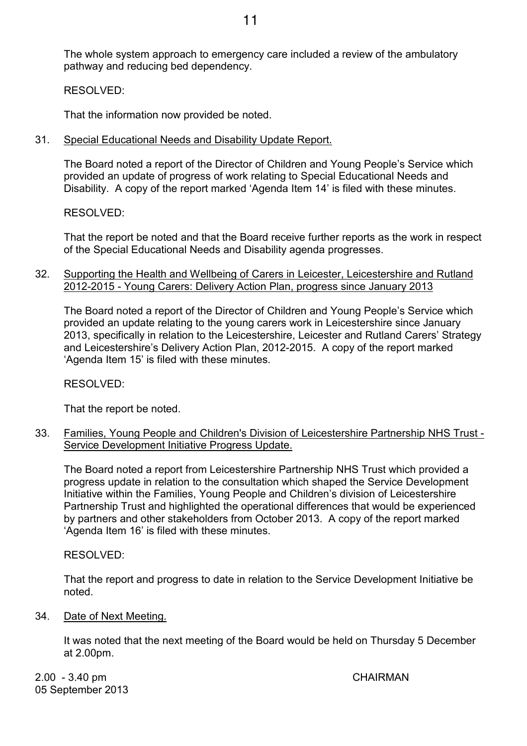The whole system approach to emergency care included a review of the ambulatory pathway and reducing bed dependency.

RESOLVED:

That the information now provided be noted.

31. <u>Special Educational Needs and Disability Update Report.</u>

The Board noted a report of the Director of Children and Young People's Service which provided an update of progress of work relating to Special Educational Needs and Disability. A copy of the report marked 'Agenda Item 14' is filed with these minutes.

RESOLVED:

That the report be noted and that the Board receive further reports as the work in respect of the Special Educational Needs and Disability agenda progresses.

32. <u>Supporting the Health and Wellbeing of Carers in Leicester, Leicestershire and Rutland 2012-2015 - Young Carers: Delivery Action Plan, progress since January 2013</u>

The Board noted a report of the Director of Children and Young People's Service which provided an update relating to the young carers work in Leicestershire since January 2013, specifically in relation to the Leicestershire, Leicester and Rutland Carers' Strategy and Leicestershire's Delivery Action Plan, 2012-2015. A copy of the report marked 'Agenda Item 15' is filed with these minutes.

RESOLVED:

That the report be noted.

33. <u>Families, Young People and Children's Division of Leicestershire Partnership NHS Trust - Service Development Initiative Progress Update.</u>

The Board noted a report from Leicestershire Partnership NHS Trust which provided a progress update in relation to the consultation which shaped the Service Development Initiative within the Families, Young People and Children's division of Leicestershire Partnership Trust and highlighted the operational differences that would be experienced by partners and other stakeholders from October 2013. A copy of the report marked 'Agenda Item 16' is filed with these minutes.

RESOLVED:

That the report and progress to date in relation to the Service Development Initiative be noted.

34. <u>Date of Next Meeting.</u>

It was noted that the next meeting of the Board would be held on Thursday 5 December at 2.00pm.

2.00 - 3.40 pm
05 September 2013

CHAIRMAN